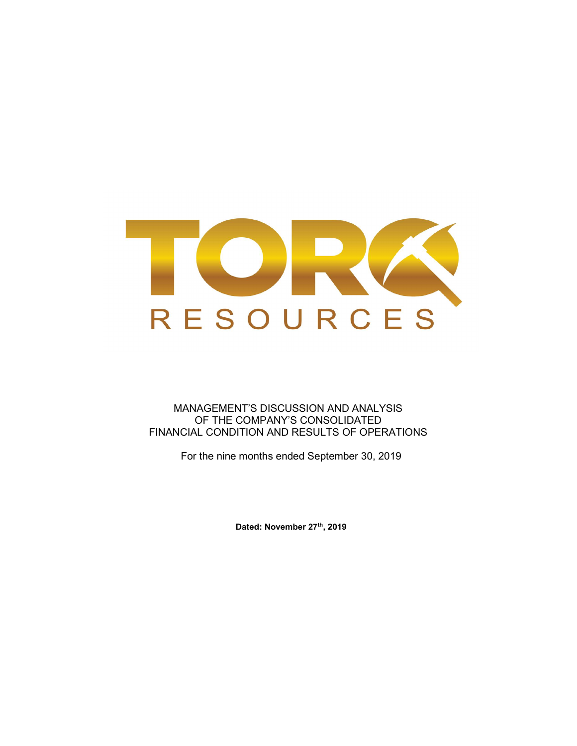# TORQ RESOURCES

MANAGEMENT'S DISCUSSION AND ANALYSIS
OF THE COMPANY'S CONSOLIDATED
FINANCIAL CONDITION AND RESULTS OF OPERATIONS

For the nine months ended September 30, 2019

**Dated: November 27th, 2019**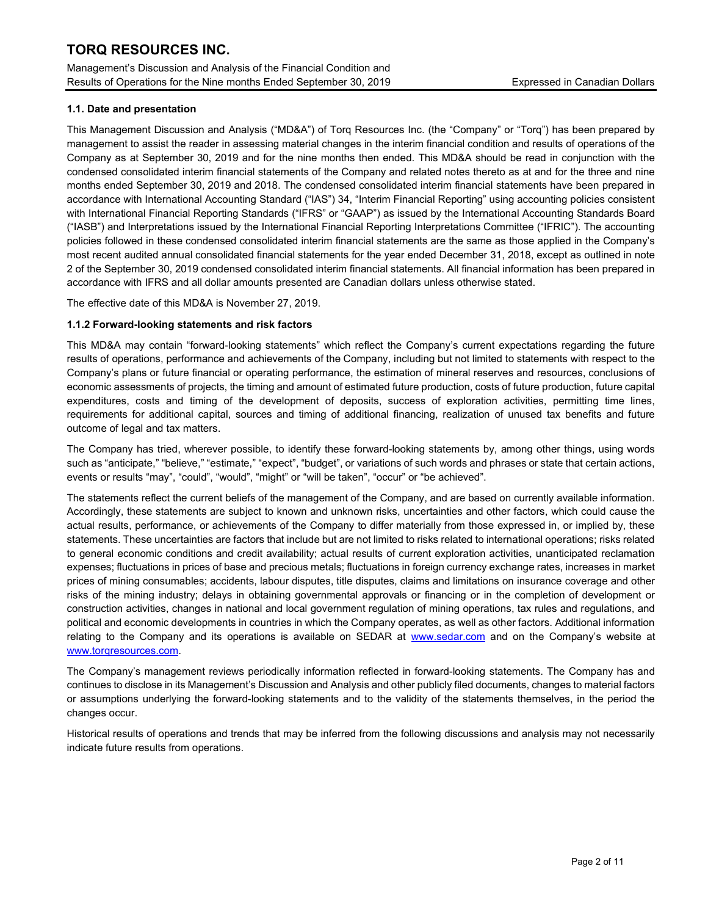### 1.1. Date and presentation

This Management Discussion and Analysis ("MD&A") of Torq Resources Inc. (the "Company" or "Torq") has been prepared by management to assist the reader in assessing material changes in the interim financial condition and results of operations of the Company as at September 30, 2019 and for the nine months then ended. This MD&A should be read in conjunction with the condensed consolidated interim financial statements of the Company and related notes thereto as at and for the three and nine months ended September 30, 2019 and 2018. The condensed consolidated interim financial statements have been prepared in accordance with International Accounting Standard ("IAS") 34, "Interim Financial Reporting" using accounting policies consistent with International Financial Reporting Standards ("IFRS" or "GAAP") as issued by the International Accounting Standards Board ("IASB") and Interpretations issued by the International Financial Reporting Interpretations Committee ("IFRIC"). The accounting policies followed in these condensed consolidated interim financial statements are the same as those applied in the Company's most recent audited annual consolidated financial statements for the year ended December 31, 2018, except as outlined in note 2 of the September 30, 2019 condensed consolidated interim financial statements. All financial information has been prepared in accordance with IFRS and all dollar amounts presented are Canadian dollars unless otherwise stated.

The effective date of this MD&A is November 27, 2019.

### 1.1.2 Forward-looking statements and risk factors

This MD&A may contain "forward-looking statements" which reflect the Company's current expectations regarding the future results of operations, performance and achievements of the Company, including but not limited to statements with respect to the Company's plans or future financial or operating performance, the estimation of mineral reserves and resources, conclusions of economic assessments of projects, the timing and amount of estimated future production, costs of future production, future capital expenditures, costs and timing of the development of deposits, success of exploration activities, permitting time lines, requirements for additional capital, sources and timing of additional financing, realization of unused tax benefits and future outcome of legal and tax matters.

The Company has tried, wherever possible, to identify these forward-looking statements by, among other things, using words such as "anticipate," "believe," "estimate," "expect", "budget", or variations of such words and phrases or state that certain actions, events or results "may", "could", "would", "might" or "will be taken", "occur" or "be achieved".

The statements reflect the current beliefs of the management of the Company, and are based on currently available information. Accordingly, these statements are subject to known and unknown risks, uncertainties and other factors, which could cause the actual results, performance, or achievements of the Company to differ materially from those expressed in, or implied by, these statements. These uncertainties are factors that include but are not limited to risks related to international operations; risks related to general economic conditions and credit availability; actual results of current exploration activities, unanticipated reclamation expenses; fluctuations in prices of base and precious metals; fluctuations in foreign currency exchange rates, increases in market prices of mining consumables; accidents, labour disputes, title disputes, claims and limitations on insurance coverage and other risks of the mining industry; delays in obtaining governmental approvals or financing or in the completion of development or construction activities, changes in national and local government regulation of mining operations, tax rules and regulations, and political and economic developments in countries in which the Company operates, as well as other factors. Additional information relating to the Company and its operations is available on SEDAR at www.sedar.com and on the Company's website at www.torqresources.com.

The Company's management reviews periodically information reflected in forward-looking statements. The Company has and continues to disclose in its Management's Discussion and Analysis and other publicly filed documents, changes to material factors or assumptions underlying the forward-looking statements and to the validity of the statements themselves, in the period the changes occur.

Historical results of operations and trends that may be inferred from the following discussions and analysis may not necessarily indicate future results from operations.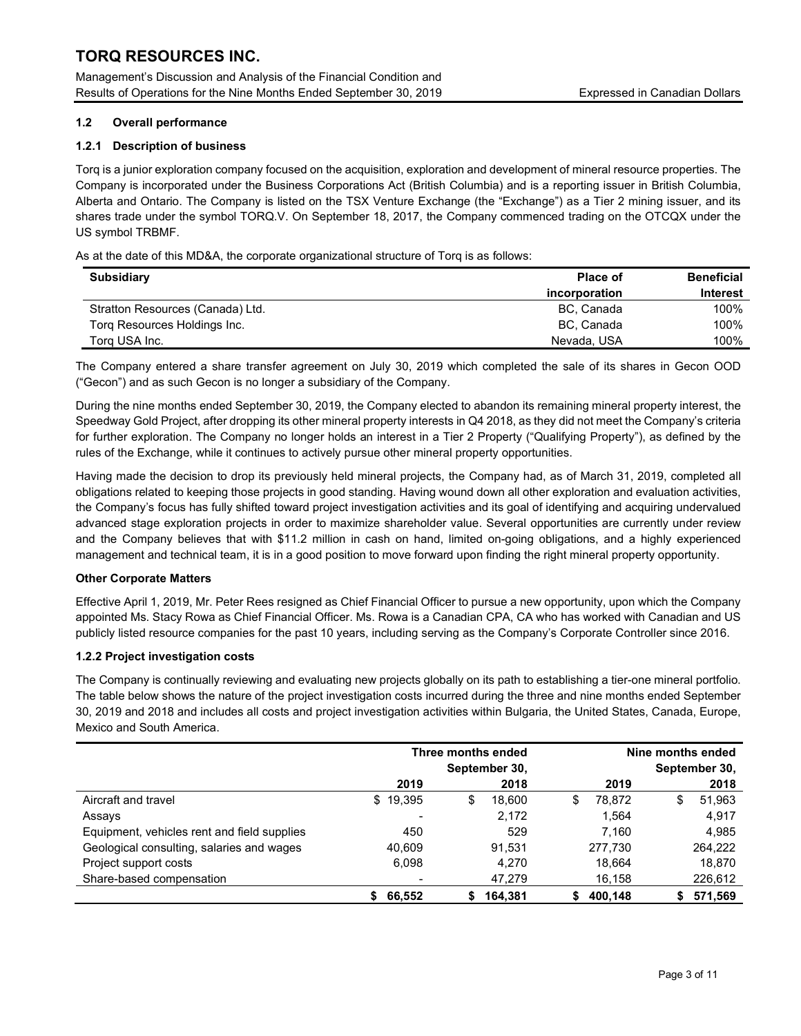### 1.2 Overall performance

#### 1.2.1 Description of business

Torq is a junior exploration company focused on the acquisition, exploration and development of mineral resource properties. The Company is incorporated under the Business Corporations Act (British Columbia) and is a reporting issuer in British Columbia, Alberta and Ontario. The Company is listed on the TSX Venture Exchange (the "Exchange") as a Tier 2 mining issuer, and its shares trade under the symbol TORQ.V. On September 18, 2017, the Company commenced trading on the OTCQX under the US symbol TRBMF.

As at the date of this MD&A, the corporate organizational structure of Torq is as follows:

| Subsidiary | Place of incorporation | Beneficial Interest |
|---|---|---|
| Stratton Resources (Canada) Ltd. | BC, Canada | 100% |
| Torq Resources Holdings Inc. | BC, Canada | 100% |
| Torq USA Inc. | Nevada, USA | 100% |

The Company entered a share transfer agreement on July 30, 2019 which completed the sale of its shares in Gecon OOD ("Gecon") and as such Gecon is no longer a subsidiary of the Company.

During the nine months ended September 30, 2019, the Company elected to abandon its remaining mineral property interest, the Speedway Gold Project, after dropping its other mineral property interests in Q4 2018, as they did not meet the Company's criteria for further exploration. The Company no longer holds an interest in a Tier 2 Property ("Qualifying Property"), as defined by the rules of the Exchange, while it continues to actively pursue other mineral property opportunities.

Having made the decision to drop its previously held mineral projects, the Company had, as of March 31, 2019, completed all obligations related to keeping those projects in good standing. Having wound down all other exploration and evaluation activities, the Company's focus has fully shifted toward project investigation activities and its goal of identifying and acquiring undervalued advanced stage exploration projects in order to maximize shareholder value. Several opportunities are currently under review and the Company believes that with $11.2 million in cash on hand, limited on-going obligations, and a highly experienced management and technical team, it is in a good position to move forward upon finding the right mineral property opportunity.

**Other Corporate Matters**

Effective April 1, 2019, Mr. Peter Rees resigned as Chief Financial Officer to pursue a new opportunity, upon which the Company appointed Ms. Stacy Rowa as Chief Financial Officer. Ms. Rowa is a Canadian CPA, CA who has worked with Canadian and US publicly listed resource companies for the past 10 years, including serving as the Company's Corporate Controller since 2016.

#### 1.2.2 Project investigation costs

The Company is continually reviewing and evaluating new projects globally on its path to establishing a tier-one mineral portfolio. The table below shows the nature of the project investigation costs incurred during the three and nine months ended September 30, 2019 and 2018 and includes all costs and project investigation activities within Bulgaria, the United States, Canada, Europe, Mexico and South America.

| | Three months ended September 30, | | Nine months ended September 30, | |
|---|---|---|---|---|
| | 2019 | 2018 | 2019 | 2018 |
| Aircraft and travel | $ 19,395 | $ 18,600 | $ 78,872 | $ 51,963 |
| Assays | - | 2,172 | 1,564 | 4,917 |
| Equipment, vehicles rent and field supplies | 450 | 529 | 7,160 | 4,985 |
| Geological consulting, salaries and wages | 40,609 | 91,531 | 277,730 | 264,222 |
| Project support costs | 6,098 | 4,270 | 18,664 | 18,870 |
| Share-based compensation | - | 47,279 | 16,158 | 226,612 |
| | **$ 66,552** | **$ 164,381** | **$ 400,148** | **$ 571,569** |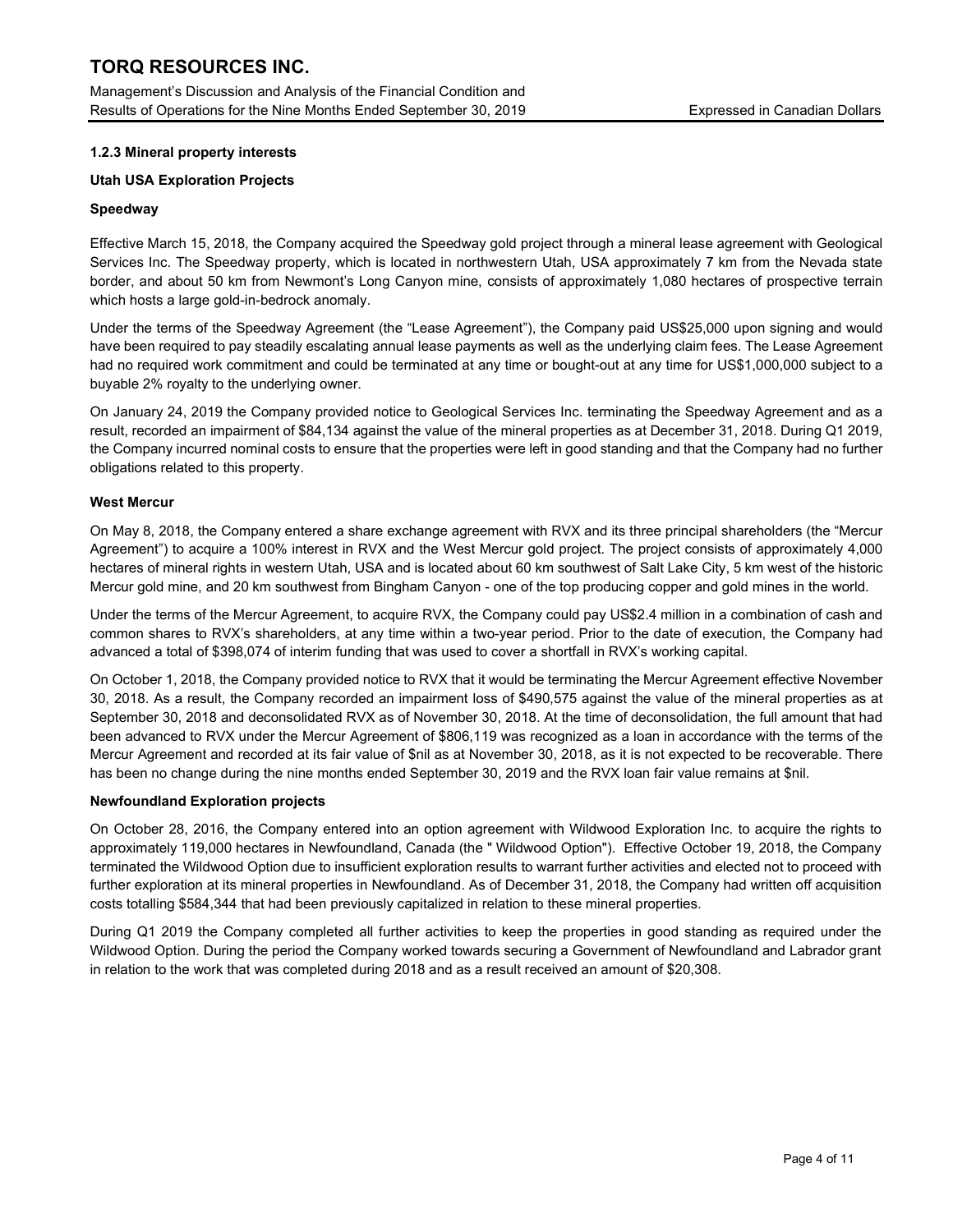### 1.2.3 Mineral property interests

**Utah USA Exploration Projects**

**Speedway**

Effective March 15, 2018, the Company acquired the Speedway gold project through a mineral lease agreement with Geological Services Inc. The Speedway property, which is located in northwestern Utah, USA approximately 7 km from the Nevada state border, and about 50 km from Newmont's Long Canyon mine, consists of approximately 1,080 hectares of prospective terrain which hosts a large gold-in-bedrock anomaly.

Under the terms of the Speedway Agreement (the "Lease Agreement"), the Company paid US$25,000 upon signing and would have been required to pay steadily escalating annual lease payments as well as the underlying claim fees. The Lease Agreement had no required work commitment and could be terminated at any time or bought-out at any time for US$1,000,000 subject to a buyable 2% royalty to the underlying owner.

On January 24, 2019 the Company provided notice to Geological Services Inc. terminating the Speedway Agreement and as a result, recorded an impairment of $84,134 against the value of the mineral properties as at December 31, 2018. During Q1 2019, the Company incurred nominal costs to ensure that the properties were left in good standing and that the Company had no further obligations related to this property.

**West Mercur**

On May 8, 2018, the Company entered a share exchange agreement with RVX and its three principal shareholders (the "Mercur Agreement") to acquire a 100% interest in RVX and the West Mercur gold project. The project consists of approximately 4,000 hectares of mineral rights in western Utah, USA and is located about 60 km southwest of Salt Lake City, 5 km west of the historic Mercur gold mine, and 20 km southwest from Bingham Canyon - one of the top producing copper and gold mines in the world.

Under the terms of the Mercur Agreement, to acquire RVX, the Company could pay US$2.4 million in a combination of cash and common shares to RVX's shareholders, at any time within a two-year period. Prior to the date of execution, the Company had advanced a total of $398,074 of interim funding that was used to cover a shortfall in RVX's working capital.

On October 1, 2018, the Company provided notice to RVX that it would be terminating the Mercur Agreement effective November 30, 2018. As a result, the Company recorded an impairment loss of $490,575 against the value of the mineral properties as at September 30, 2018 and deconsolidated RVX as of November 30, 2018. At the time of deconsolidation, the full amount that had been advanced to RVX under the Mercur Agreement of $806,119 was recognized as a loan in accordance with the terms of the Mercur Agreement and recorded at its fair value of $nil as at November 30, 2018, as it is not expected to be recoverable. There has been no change during the nine months ended September 30, 2019 and the RVX loan fair value remains at $nil.

**Newfoundland Exploration projects**

On October 28, 2016, the Company entered into an option agreement with Wildwood Exploration Inc. to acquire the rights to approximately 119,000 hectares in Newfoundland, Canada (the " Wildwood Option"). Effective October 19, 2018, the Company terminated the Wildwood Option due to insufficient exploration results to warrant further activities and elected not to proceed with further exploration at its mineral properties in Newfoundland. As of December 31, 2018, the Company had written off acquisition costs totalling $584,344 that had been previously capitalized in relation to these mineral properties.

During Q1 2019 the Company completed all further activities to keep the properties in good standing as required under the Wildwood Option. During the period the Company worked towards securing a Government of Newfoundland and Labrador grant in relation to the work that was completed during 2018 and as a result received an amount of $20,308.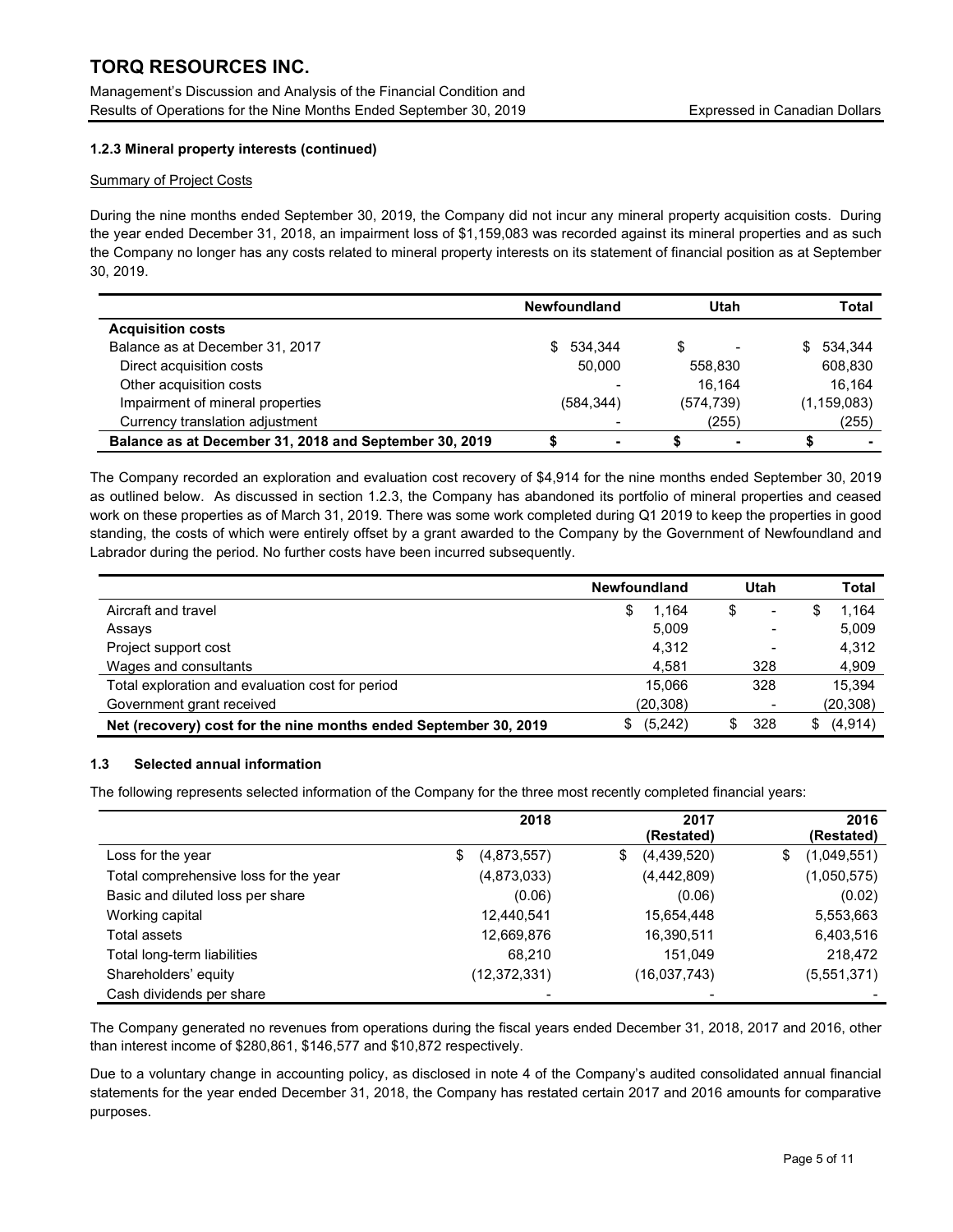### 1.2.3 Mineral property interests (continued)

Summary of Project Costs

During the nine months ended September 30, 2019, the Company did not incur any mineral property acquisition costs. During the year ended December 31, 2018, an impairment loss of $1,159,083 was recorded against its mineral properties and as such the Company no longer has any costs related to mineral property interests on its statement of financial position as at September 30, 2019.

| | Newfoundland | Utah | Total |
|---|---|---|---|
| **Acquisition costs** | | | |
| Balance as at December 31, 2017 | $ 534,344 | $ - | $ 534,344 |
| Direct acquisition costs | 50,000 | 558,830 | 608,830 |
| Other acquisition costs | - | 16,164 | 16,164 |
| Impairment of mineral properties | (584,344) | (574,739) | (1,159,083) |
| Currency translation adjustment | - | (255) | (255) |
| **Balance as at December 31, 2018 and September 30, 2019** | **$ -** | **$ -** | **$ -** |

The Company recorded an exploration and evaluation cost recovery of $4,914 for the nine months ended September 30, 2019 as outlined below. As discussed in section 1.2.3, the Company has abandoned its portfolio of mineral properties and ceased work on these properties as of March 31, 2019. There was some work completed during Q1 2019 to keep the properties in good standing, the costs of which were entirely offset by a grant awarded to the Company by the Government of Newfoundland and Labrador during the period. No further costs have been incurred subsequently.

| | Newfoundland | Utah | Total |
|---|---|---|---|
| Aircraft and travel | $ 1,164 | $ - | $ 1,164 |
| Assays | 5,009 | - | 5,009 |
| Project support cost | 4,312 | - | 4,312 |
| Wages and consultants | 4,581 | 328 | 4,909 |
| Total exploration and evaluation cost for period | 15,066 | 328 | 15,394 |
| Government grant received | (20,308) | - | (20,308) |
| **Net (recovery) cost for the nine months ended September 30, 2019** | **$ (5,242)** | **$ 328** | **$ (4,914)** |

### 1.3 Selected annual information

The following represents selected information of the Company for the three most recently completed financial years:

| | 2018 | 2017 (Restated) | 2016 (Restated) |
|---|---|---|---|
| Loss for the year | $ (4,873,557) | $ (4,439,520) | $ (1,049,551) |
| Total comprehensive loss for the year | (4,873,033) | (4,442,809) | (1,050,575) |
| Basic and diluted loss per share | (0.06) | (0.06) | (0.02) |
| Working capital | 12,440,541 | 15,654,448 | 5,553,663 |
| Total assets | 12,669,876 | 16,390,511 | 6,403,516 |
| Total long-term liabilities | 68,210 | 151,049 | 218,472 |
| Shareholders' equity | (12,372,331) | (16,037,743) | (5,551,371) |
| Cash dividends per share | - | - | - |

The Company generated no revenues from operations during the fiscal years ended December 31, 2018, 2017 and 2016, other than interest income of $280,861, $146,577 and $10,872 respectively.

Due to a voluntary change in accounting policy, as disclosed in note 4 of the Company's audited consolidated annual financial statements for the year ended December 31, 2018, the Company has restated certain 2017 and 2016 amounts for comparative purposes.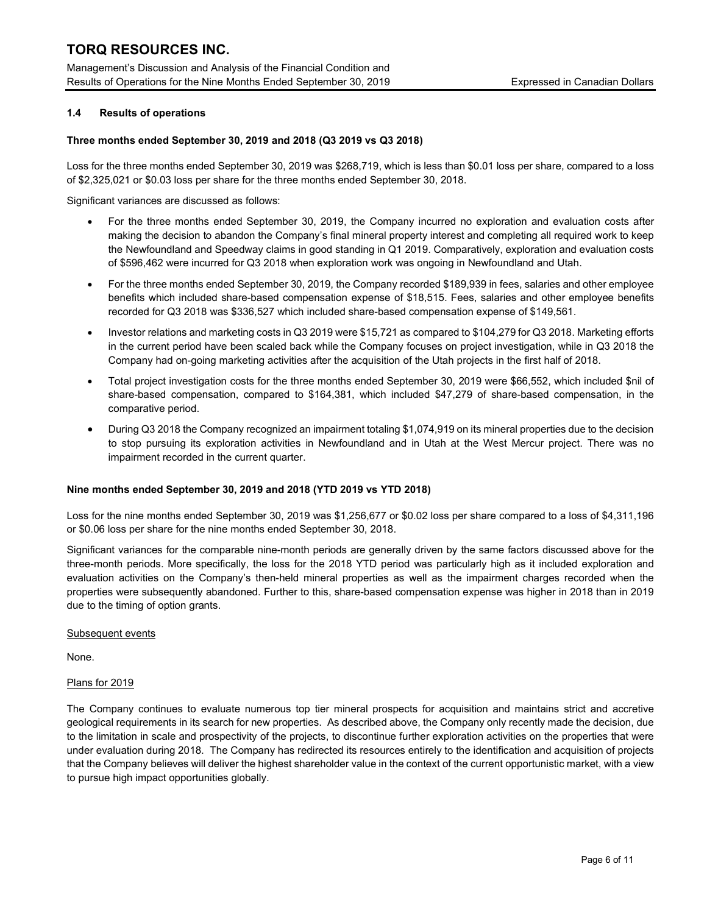## 1.4 Results of operations

**Three months ended September 30, 2019 and 2018 (Q3 2019 vs Q3 2018)**

Loss for the three months ended September 30, 2019 was $268,719, which is less than $0.01 loss per share, compared to a loss of $2,325,021 or $0.03 loss per share for the three months ended September 30, 2018.

Significant variances are discussed as follows:

- For the three months ended September 30, 2019, the Company incurred no exploration and evaluation costs after making the decision to abandon the Company's final mineral property interest and completing all required work to keep the Newfoundland and Speedway claims in good standing in Q1 2019. Comparatively, exploration and evaluation costs of $596,462 were incurred for Q3 2018 when exploration work was ongoing in Newfoundland and Utah.
- For the three months ended September 30, 2019, the Company recorded $189,939 in fees, salaries and other employee benefits which included share-based compensation expense of $18,515. Fees, salaries and other employee benefits recorded for Q3 2018 was $336,527 which included share-based compensation expense of $149,561.
- Investor relations and marketing costs in Q3 2019 were $15,721 as compared to $104,279 for Q3 2018. Marketing efforts in the current period have been scaled back while the Company focuses on project investigation, while in Q3 2018 the Company had on-going marketing activities after the acquisition of the Utah projects in the first half of 2018.
- Total project investigation costs for the three months ended September 30, 2019 were $66,552, which included $nil of share-based compensation, compared to $164,381, which included $47,279 of share-based compensation, in the comparative period.
- During Q3 2018 the Company recognized an impairment totaling $1,074,919 on its mineral properties due to the decision to stop pursuing its exploration activities in Newfoundland and in Utah at the West Mercur project. There was no impairment recorded in the current quarter.

**Nine months ended September 30, 2019 and 2018 (YTD 2019 vs YTD 2018)**

Loss for the nine months ended September 30, 2019 was $1,256,677 or $0.02 loss per share compared to a loss of $4,311,196 or $0.06 loss per share for the nine months ended September 30, 2018.

Significant variances for the comparable nine-month periods are generally driven by the same factors discussed above for the three-month periods. More specifically, the loss for the 2018 YTD period was particularly high as it included exploration and evaluation activities on the Company's then-held mineral properties as well as the impairment charges recorded when the properties were subsequently abandoned. Further to this, share-based compensation expense was higher in 2018 than in 2019 due to the timing of option grants.

Subsequent events

None.

Plans for 2019

The Company continues to evaluate numerous top tier mineral prospects for acquisition and maintains strict and accretive geological requirements in its search for new properties. As described above, the Company only recently made the decision, due to the limitation in scale and prospectivity of the projects, to discontinue further exploration activities on the properties that were under evaluation during 2018. The Company has redirected its resources entirely to the identification and acquisition of projects that the Company believes will deliver the highest shareholder value in the context of the current opportunistic market, with a view to pursue high impact opportunities globally.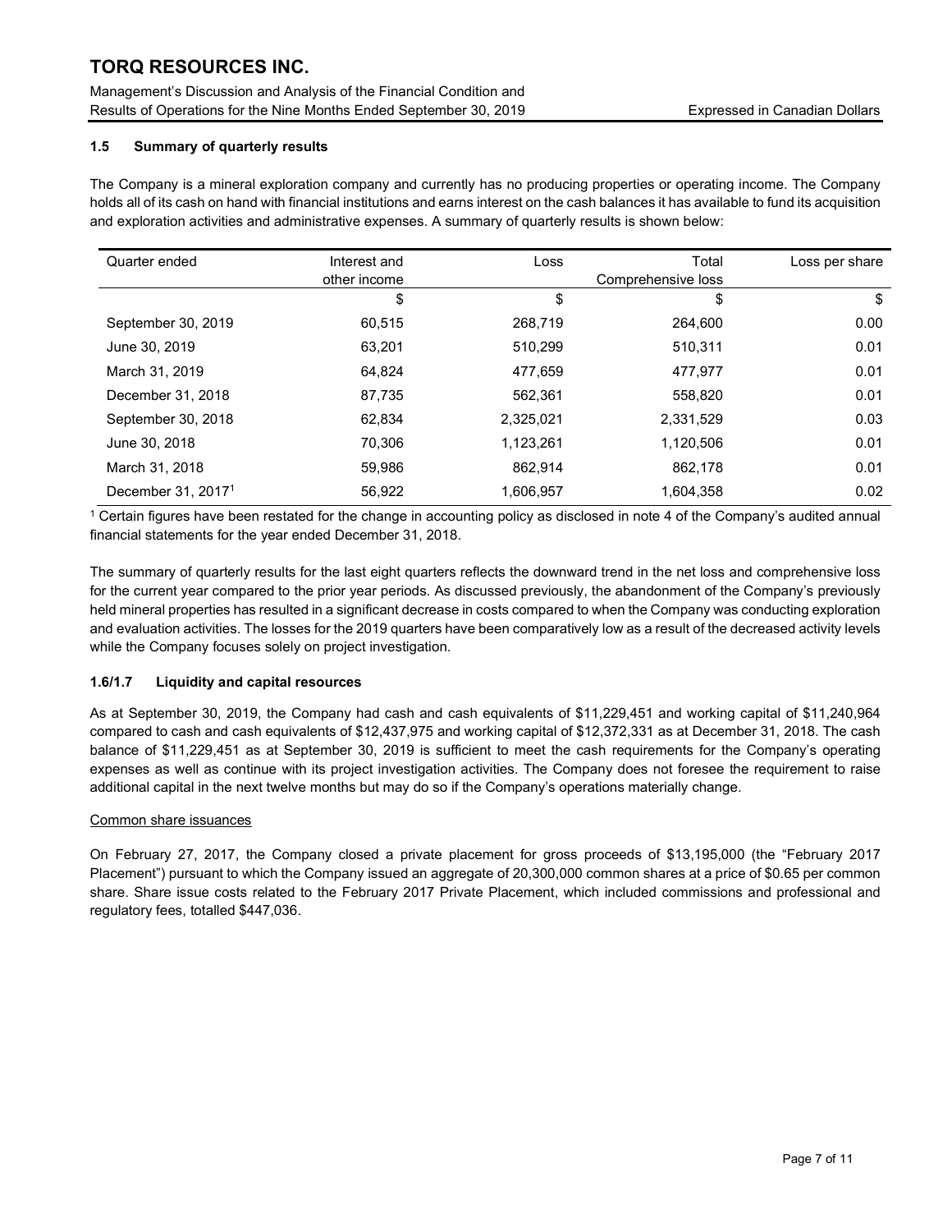### 1.5 Summary of quarterly results

The Company is a mineral exploration company and currently has no producing properties or operating income. The Company holds all of its cash on hand with financial institutions and earns interest on the cash balances it has available to fund its acquisition and exploration activities and administrative expenses. A summary of quarterly results is shown below:

| Quarter ended | Interest and other income | Loss | Total Comprehensive loss | Loss per share |
|---|---|---|---|---|
| | $ | $ | $ | $ |
| September 30, 2019 | 60,515 | 268,719 | 264,600 | 0.00 |
| June 30, 2019 | 63,201 | 510,299 | 510,311 | 0.01 |
| March 31, 2019 | 64,824 | 477,659 | 477,977 | 0.01 |
| December 31, 2018 | 87,735 | 562,361 | 558,820 | 0.01 |
| September 30, 2018 | 62,834 | 2,325,021 | 2,331,529 | 0.03 |
| June 30, 2018 | 70,306 | 1,123,261 | 1,120,506 | 0.01 |
| March 31, 2018 | 59,986 | 862,914 | 862,178 | 0.01 |
| December 31, 2017[1] | 56,922 | 1,606,957 | 1,604,358 | 0.02 |

[1] Certain figures have been restated for the change in accounting policy as disclosed in note 4 of the Company's audited annual financial statements for the year ended December 31, 2018.

The summary of quarterly results for the last eight quarters reflects the downward trend in the net loss and comprehensive loss for the current year compared to the prior year periods. As discussed previously, the abandonment of the Company's previously held mineral properties has resulted in a significant decrease in costs compared to when the Company was conducting exploration and evaluation activities. The losses for the 2019 quarters have been comparatively low as a result of the decreased activity levels while the Company focuses solely on project investigation.

### 1.6/1.7 Liquidity and capital resources

As at September 30, 2019, the Company had cash and cash equivalents of $11,229,451 and working capital of $11,240,964 compared to cash and cash equivalents of $12,437,975 and working capital of $12,372,331 as at December 31, 2018. The cash balance of $11,229,451 as at September 30, 2019 is sufficient to meet the cash requirements for the Company's operating expenses as well as continue with its project investigation activities. The Company does not foresee the requirement to raise additional capital in the next twelve months but may do so if the Company's operations materially change.

Common share issuances

On February 27, 2017, the Company closed a private placement for gross proceeds of $13,195,000 (the "February 2017 Placement") pursuant to which the Company issued an aggregate of 20,300,000 common shares at a price of $0.65 per common share. Share issue costs related to the February 2017 Private Placement, which included commissions and professional and regulatory fees, totalled $447,036.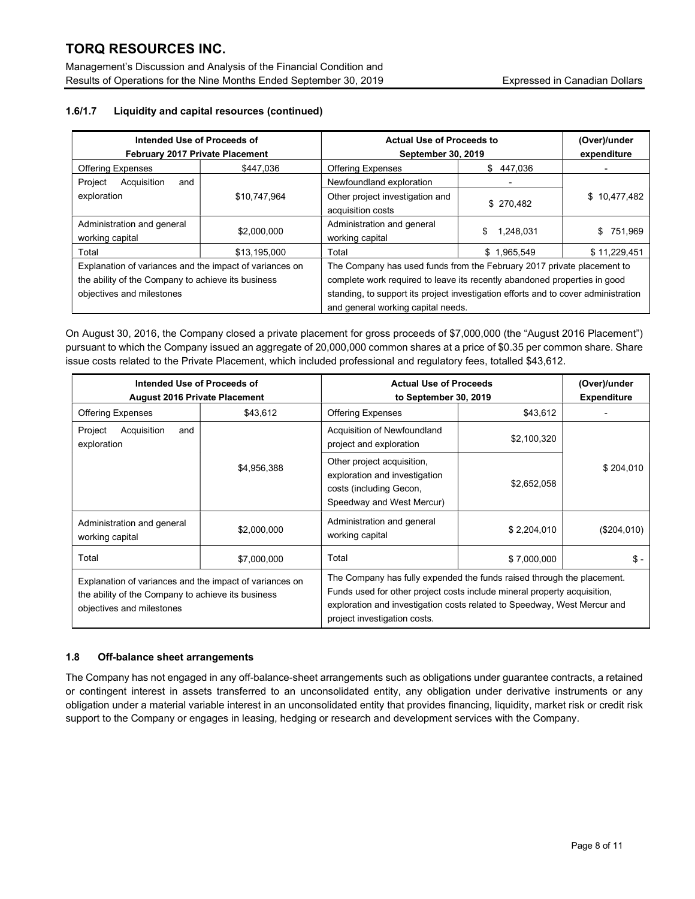### 1.6/1.7 Liquidity and capital resources (continued)

| Intended Use of Proceeds of February 2017 Private Placement | | Actual Use of Proceeds to September 30, 2019 | | (Over)/under expenditure |
|---|---|---|---|---|
| Offering Expenses | $447,036 | Offering Expenses | $ 447,036 | - |
| Project Acquisition and exploration | $10,747,964 | Newfoundland exploration | - | $ 10,477,482 |
| | | Other project investigation and acquisition costs | $ 270,482 | |
| Administration and general working capital | $2,000,000 | Administration and general working capital | $ 1,248,031 | $ 751,969 |
| Total | $13,195,000 | Total | $ 1,965,549 | $ 11,229,451 |
| Explanation of variances and the impact of variances on the ability of the Company to achieve its business objectives and milestones | | The Company has used funds from the February 2017 private placement to complete work required to leave its recently abandoned properties in good standing, to support its project investigation efforts and to cover administration and general working capital needs. | | |

On August 30, 2016, the Company closed a private placement for gross proceeds of $7,000,000 (the "August 2016 Placement") pursuant to which the Company issued an aggregate of 20,000,000 common shares at a price of $0.35 per common share. Share issue costs related to the Private Placement, which included professional and regulatory fees, totalled $43,612.

| Intended Use of Proceeds of August 2016 Private Placement | | Actual Use of Proceeds to September 30, 2019 | | (Over)/under Expenditure |
|---|---|---|---|---|
| Offering Expenses | $43,612 | Offering Expenses | $43,612 | - |
| Project Acquisition and exploration | $4,956,388 | Acquisition of Newfoundland project and exploration | $2,100,320 | $ 204,010 |
| | | Other project acquisition, exploration and investigation costs (including Gecon, Speedway and West Mercur) | $2,652,058 | |
| Administration and general working capital | $2,000,000 | Administration and general working capital | $ 2,204,010 | ($204,010) |
| Total | $7,000,000 | Total | $ 7,000,000 | $ - |
| Explanation of variances and the impact of variances on the ability of the Company to achieve its business objectives and milestones | | The Company has fully expended the funds raised through the placement. Funds used for other project costs include mineral property acquisition, exploration and investigation costs related to Speedway, West Mercur and project investigation costs. | | |

### 1.8 Off-balance sheet arrangements

The Company has not engaged in any off-balance-sheet arrangements such as obligations under guarantee contracts, a retained or contingent interest in assets transferred to an unconsolidated entity, any obligation under derivative instruments or any obligation under a material variable interest in an unconsolidated entity that provides financing, liquidity, market risk or credit risk support to the Company or engages in leasing, hedging or research and development services with the Company.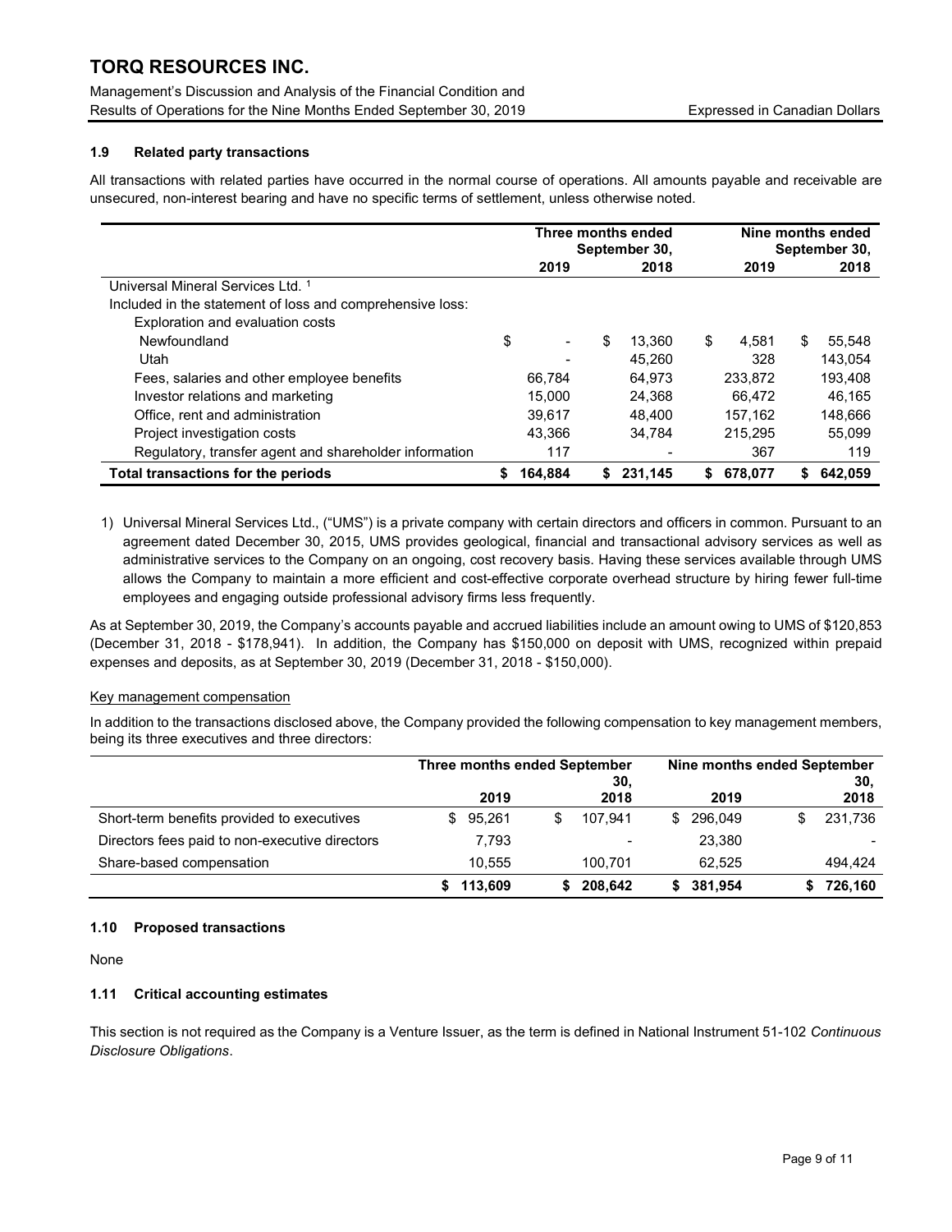### 1.9 Related party transactions

All transactions with related parties have occurred in the normal course of operations. All amounts payable and receivable are unsecured, non-interest bearing and have no specific terms of settlement, unless otherwise noted.

| | Three months ended September 30, | | Nine months ended September 30, | |
|---|---|---|---|---|
| | 2019 | 2018 | 2019 | 2018 |
| Universal Mineral Services Ltd. [1] | | | | |
| Included in the statement of loss and comprehensive loss: | | | | |
| Exploration and evaluation costs | | | | |
| Newfoundland | $ - | $ 13,360 | $ 4,581 | $ 55,548 |
| Utah | - | 45,260 | 328 | 143,054 |
| Fees, salaries and other employee benefits | 66,784 | 64,973 | 233,872 | 193,408 |
| Investor relations and marketing | 15,000 | 24,368 | 66,472 | 46,165 |
| Office, rent and administration | 39,617 | 48,400 | 157,162 | 148,666 |
| Project investigation costs | 43,366 | 34,784 | 215,295 | 55,099 |
| Regulatory, transfer agent and shareholder information | 117 | - | 367 | 119 |
| **Total transactions for the periods** | **$ 164,884** | **$ 231,145** | **$ 678,077** | **$ 642,059** |

1) Universal Mineral Services Ltd., ("UMS") is a private company with certain directors and officers in common. Pursuant to an agreement dated December 30, 2015, UMS provides geological, financial and transactional advisory services as well as administrative services to the Company on an ongoing, cost recovery basis. Having these services available through UMS allows the Company to maintain a more efficient and cost-effective corporate overhead structure by hiring fewer full-time employees and engaging outside professional advisory firms less frequently.

As at September 30, 2019, the Company's accounts payable and accrued liabilities include an amount owing to UMS of $120,853 (December 31, 2018 - $178,941). In addition, the Company has $150,000 on deposit with UMS, recognized within prepaid expenses and deposits, as at September 30, 2019 (December 31, 2018 - $150,000).

Key management compensation

In addition to the transactions disclosed above, the Company provided the following compensation to key management members, being its three executives and three directors:

| | Three months ended September 30, | | Nine months ended September 30, | |
|---|---|---|---|---|
| | 2019 | 2018 | 2019 | 2018 |
| Short-term benefits provided to executives | $ 95,261 | $ 107,941 | $ 296,049 | $ 231,736 |
| Directors fees paid to non-executive directors | 7,793 | - | 23,380 | - |
| Share-based compensation | 10,555 | 100,701 | 62,525 | 494,424 |
| | **$ 113,609** | **$ 208,642** | **$ 381,954** | **$ 726,160** |

### 1.10 Proposed transactions

None

### 1.11 Critical accounting estimates

This section is not required as the Company is a Venture Issuer, as the term is defined in National Instrument 51-102 *Continuous Disclosure Obligations*.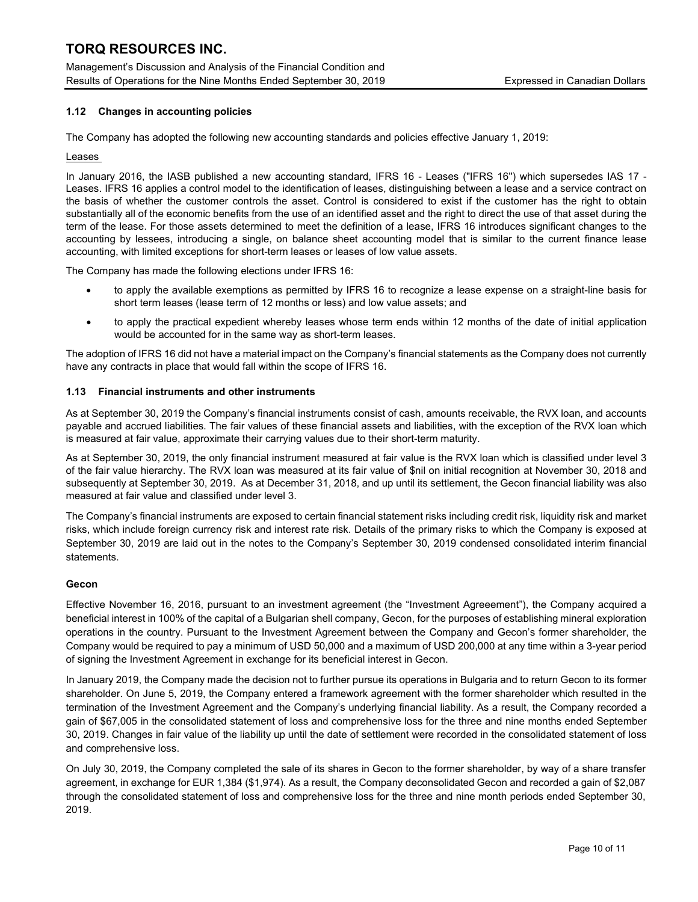### 1.12 Changes in accounting policies

The Company has adopted the following new accounting standards and policies effective January 1, 2019:

Leases

In January 2016, the IASB published a new accounting standard, IFRS 16 - Leases ("IFRS 16") which supersedes IAS 17 - Leases. IFRS 16 applies a control model to the identification of leases, distinguishing between a lease and a service contract on the basis of whether the customer controls the asset. Control is considered to exist if the customer has the right to obtain substantially all of the economic benefits from the use of an identified asset and the right to direct the use of that asset during the term of the lease. For those assets determined to meet the definition of a lease, IFRS 16 introduces significant changes to the accounting by lessees, introducing a single, on balance sheet accounting model that is similar to the current finance lease accounting, with limited exceptions for short-term leases or leases of low value assets.

The Company has made the following elections under IFRS 16:

- to apply the available exemptions as permitted by IFRS 16 to recognize a lease expense on a straight-line basis for short term leases (lease term of 12 months or less) and low value assets; and
- to apply the practical expedient whereby leases whose term ends within 12 months of the date of initial application would be accounted for in the same way as short-term leases.

The adoption of IFRS 16 did not have a material impact on the Company's financial statements as the Company does not currently have any contracts in place that would fall within the scope of IFRS 16.

### 1.13 Financial instruments and other instruments

As at September 30, 2019 the Company's financial instruments consist of cash, amounts receivable, the RVX loan, and accounts payable and accrued liabilities. The fair values of these financial assets and liabilities, with the exception of the RVX loan which is measured at fair value, approximate their carrying values due to their short-term maturity.

As at September 30, 2019, the only financial instrument measured at fair value is the RVX loan which is classified under level 3 of the fair value hierarchy. The RVX loan was measured at its fair value of $nil on initial recognition at November 30, 2018 and subsequently at September 30, 2019. As at December 31, 2018, and up until its settlement, the Gecon financial liability was also measured at fair value and classified under level 3.

The Company's financial instruments are exposed to certain financial statement risks including credit risk, liquidity risk and market risks, which include foreign currency risk and interest rate risk. Details of the primary risks to which the Company is exposed at September 30, 2019 are laid out in the notes to the Company's September 30, 2019 condensed consolidated interim financial statements.

#### Gecon

Effective November 16, 2016, pursuant to an investment agreement (the "Investment Agreeement"), the Company acquired a beneficial interest in 100% of the capital of a Bulgarian shell company, Gecon, for the purposes of establishing mineral exploration operations in the country. Pursuant to the Investment Agreement between the Company and Gecon's former shareholder, the Company would be required to pay a minimum of USD 50,000 and a maximum of USD 200,000 at any time within a 3-year period of signing the Investment Agreement in exchange for its beneficial interest in Gecon.

In January 2019, the Company made the decision not to further pursue its operations in Bulgaria and to return Gecon to its former shareholder. On June 5, 2019, the Company entered a framework agreement with the former shareholder which resulted in the termination of the Investment Agreement and the Company's underlying financial liability. As a result, the Company recorded a gain of $67,005 in the consolidated statement of loss and comprehensive loss for the three and nine months ended September 30, 2019. Changes in fair value of the liability up until the date of settlement were recorded in the consolidated statement of loss and comprehensive loss.

On July 30, 2019, the Company completed the sale of its shares in Gecon to the former shareholder, by way of a share transfer agreement, in exchange for EUR 1,384 ($1,974). As a result, the Company deconsolidated Gecon and recorded a gain of $2,087 through the consolidated statement of loss and comprehensive loss for the three and nine month periods ended September 30, 2019.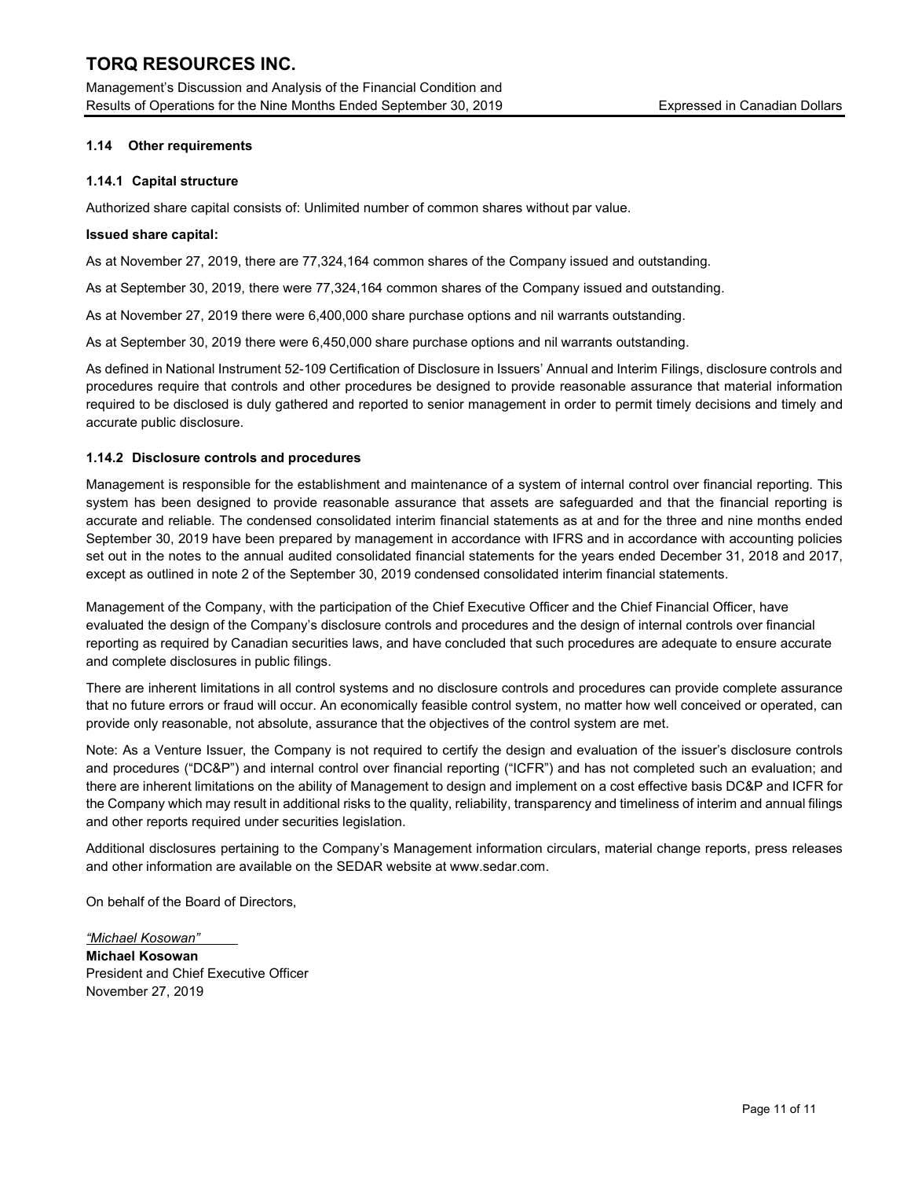### 1.14 Other requirements

#### 1.14.1 Capital structure

Authorized share capital consists of: Unlimited number of common shares without par value.

**Issued share capital:**

As at November 27, 2019, there are 77,324,164 common shares of the Company issued and outstanding.

As at September 30, 2019, there were 77,324,164 common shares of the Company issued and outstanding.

As at November 27, 2019 there were 6,400,000 share purchase options and nil warrants outstanding.

As at September 30, 2019 there were 6,450,000 share purchase options and nil warrants outstanding.

As defined in National Instrument 52-109 Certification of Disclosure in Issuers' Annual and Interim Filings, disclosure controls and procedures require that controls and other procedures be designed to provide reasonable assurance that material information required to be disclosed is duly gathered and reported to senior management in order to permit timely decisions and timely and accurate public disclosure.

#### 1.14.2 Disclosure controls and procedures

Management is responsible for the establishment and maintenance of a system of internal control over financial reporting. This system has been designed to provide reasonable assurance that assets are safeguarded and that the financial reporting is accurate and reliable. The condensed consolidated interim financial statements as at and for the three and nine months ended September 30, 2019 have been prepared by management in accordance with IFRS and in accordance with accounting policies set out in the notes to the annual audited consolidated financial statements for the years ended December 31, 2018 and 2017, except as outlined in note 2 of the September 30, 2019 condensed consolidated interim financial statements.

Management of the Company, with the participation of the Chief Executive Officer and the Chief Financial Officer, have evaluated the design of the Company's disclosure controls and procedures and the design of internal controls over financial reporting as required by Canadian securities laws, and have concluded that such procedures are adequate to ensure accurate and complete disclosures in public filings.

There are inherent limitations in all control systems and no disclosure controls and procedures can provide complete assurance that no future errors or fraud will occur. An economically feasible control system, no matter how well conceived or operated, can provide only reasonable, not absolute, assurance that the objectives of the control system are met.

Note: As a Venture Issuer, the Company is not required to certify the design and evaluation of the issuer's disclosure controls and procedures ("DC&P") and internal control over financial reporting ("ICFR") and has not completed such an evaluation; and there are inherent limitations on the ability of Management to design and implement on a cost effective basis DC&P and ICFR for the Company which may result in additional risks to the quality, reliability, transparency and timeliness of interim and annual filings and other reports required under securities legislation.

Additional disclosures pertaining to the Company's Management information circulars, material change reports, press releases and other information are available on the SEDAR website at www.sedar.com.

On behalf of the Board of Directors,

*"Michael Kosowan"*

**Michael Kosowan**
President and Chief Executive Officer
November 27, 2019